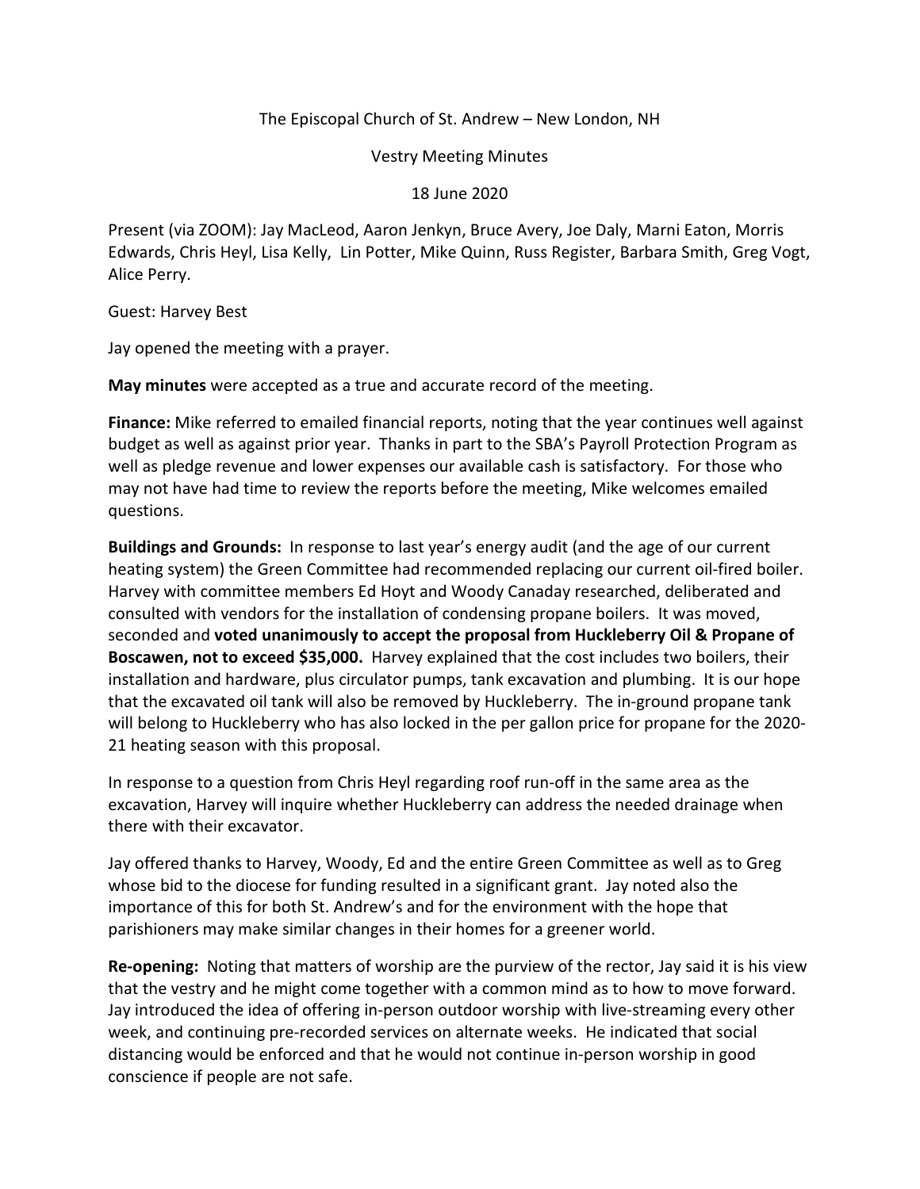The Episcopal Church of St. Andrew – New London, NH

Vestry Meeting Minutes

18 June 2020

Present (via ZOOM): Jay MacLeod, Aaron Jenkyn, Bruce Avery, Joe Daly, Marni Eaton, Morris Edwards, Chris Heyl, Lisa Kelly, Lin Potter, Mike Quinn, Russ Register, Barbara Smith, Greg Vogt, Alice Perry.

Guest: Harvey Best

Jay opened the meeting with a prayer.

**May minutes** were accepted as a true and accurate record of the meeting.

**Finance:** Mike referred to emailed financial reports, noting that the year continues well against budget as well as against prior year. Thanks in part to the SBA's Payroll Protection Program as well as pledge revenue and lower expenses our available cash is satisfactory. For those who may not have had time to review the reports before the meeting, Mike welcomes emailed questions.

**Buildings and Grounds:** In response to last year's energy audit (and the age of our current heating system) the Green Committee had recommended replacing our current oil-fired boiler. Harvey with committee members Ed Hoyt and Woody Canaday researched, deliberated and consulted with vendors for the installation of condensing propane boilers. It was moved, seconded and **voted unanimously to accept the proposal from Huckleberry Oil & Propane of Boscawen, not to exceed $35,000.** Harvey explained that the cost includes two boilers, their installation and hardware, plus circulator pumps, tank excavation and plumbing. It is our hope that the excavated oil tank will also be removed by Huckleberry. The in-ground propane tank will belong to Huckleberry who has also locked in the per gallon price for propane for the 2020-21 heating season with this proposal.

In response to a question from Chris Heyl regarding roof run-off in the same area as the excavation, Harvey will inquire whether Huckleberry can address the needed drainage when there with their excavator.

Jay offered thanks to Harvey, Woody, Ed and the entire Green Committee as well as to Greg whose bid to the diocese for funding resulted in a significant grant. Jay noted also the importance of this for both St. Andrew's and for the environment with the hope that parishioners may make similar changes in their homes for a greener world.

**Re-opening:** Noting that matters of worship are the purview of the rector, Jay said it is his view that the vestry and he might come together with a common mind as to how to move forward. Jay introduced the idea of offering in-person outdoor worship with live-streaming every other week, and continuing pre-recorded services on alternate weeks. He indicated that social distancing would be enforced and that he would not continue in-person worship in good conscience if people are not safe.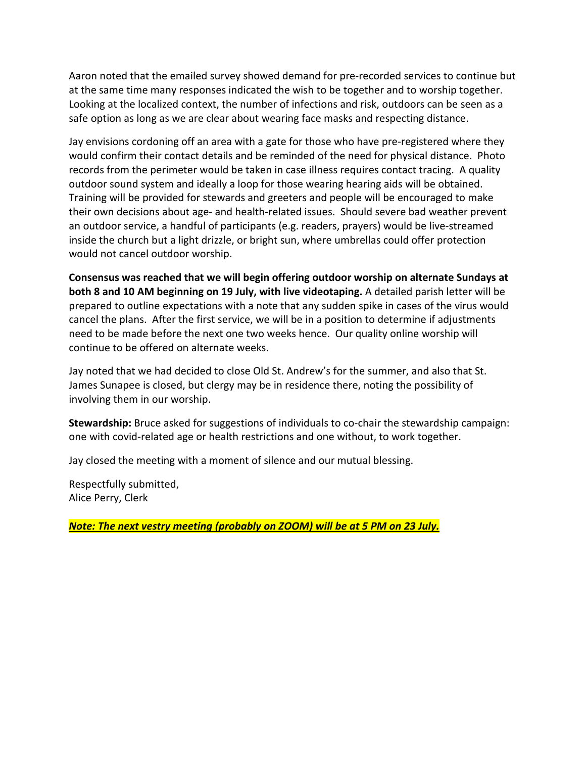Aaron noted that the emailed survey showed demand for pre-recorded services to continue but at the same time many responses indicated the wish to be together and to worship together. Looking at the localized context, the number of infections and risk, outdoors can be seen as a safe option as long as we are clear about wearing face masks and respecting distance.

Jay envisions cordoning off an area with a gate for those who have pre-registered where they would confirm their contact details and be reminded of the need for physical distance. Photo records from the perimeter would be taken in case illness requires contact tracing. A quality outdoor sound system and ideally a loop for those wearing hearing aids will be obtained. Training will be provided for stewards and greeters and people will be encouraged to make their own decisions about age- and health-related issues. Should severe bad weather prevent an outdoor service, a handful of participants (e.g. readers, prayers) would be live-streamed inside the church but a light drizzle, or bright sun, where umbrellas could offer protection would not cancel outdoor worship.

**Consensus was reached that we will begin offering outdoor worship on alternate Sundays at both 8 and 10 AM beginning on 19 July, with live videotaping.** A detailed parish letter will be prepared to outline expectations with a note that any sudden spike in cases of the virus would cancel the plans. After the first service, we will be in a position to determine if adjustments need to be made before the next one two weeks hence. Our quality online worship will continue to be offered on alternate weeks.

Jay noted that we had decided to close Old St. Andrew's for the summer, and also that St. James Sunapee is closed, but clergy may be in residence there, noting the possibility of involving them in our worship.

**Stewardship:** Bruce asked for suggestions of individuals to co-chair the stewardship campaign: one with covid-related age or health restrictions and one without, to work together.

Jay closed the meeting with a moment of silence and our mutual blessing.

Respectfully submitted,
Alice Perry, Clerk

***Note: The next vestry meeting (probably on ZOOM) will be at 5 PM on 23 July.***